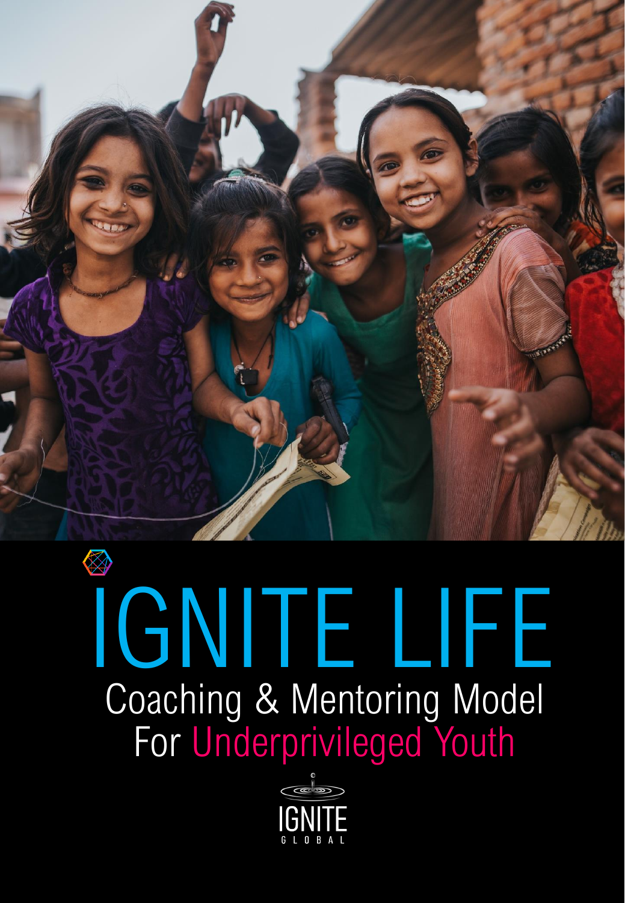# IGNITE LIFE

## Coaching & Mentoring Model For Underprivileged Youth

IGNITE GLOBAL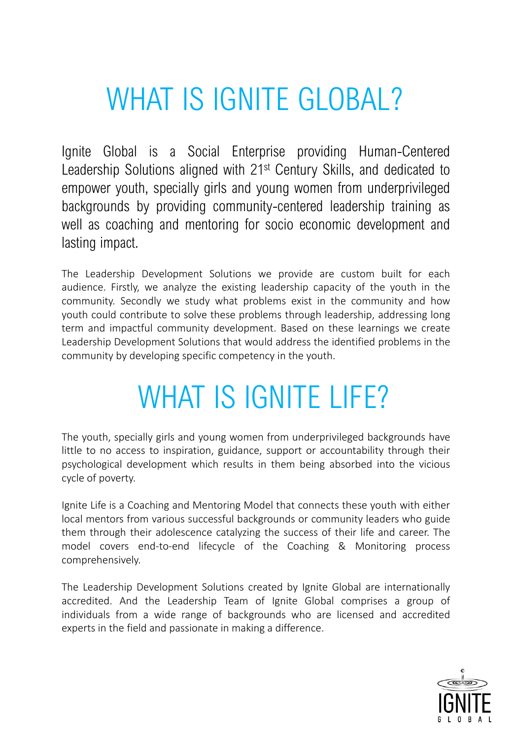# WHAT IS IGNITE GLOBAL?

Ignite Global is a Social Enterprise providing Human-Centered Leadership Solutions aligned with 21st Century Skills, and dedicated to empower youth, specially girls and young women from underprivileged backgrounds by providing community-centered leadership training as well as coaching and mentoring for socio economic development and lasting impact.

The Leadership Development Solutions we provide are custom built for each audience. Firstly, we analyze the existing leadership capacity of the youth in the community. Secondly we study what problems exist in the community and how youth could contribute to solve these problems through leadership, addressing long term and impactful community development. Based on these learnings we create Leadership Development Solutions that would address the identified problems in the community by developing specific competency in the youth.

# WHAT IS IGNITE LIFE?

The youth, specially girls and young women from underprivileged backgrounds have little to no access to inspiration, guidance, support or accountability through their psychological development which results in them being absorbed into the vicious cycle of poverty.

Ignite Life is a Coaching and Mentoring Model that connects these youth with either local mentors from various successful backgrounds or community leaders who guide them through their adolescence catalyzing the success of their life and career. The model covers end-to-end lifecycle of the Coaching & Monitoring process comprehensively.

The Leadership Development Solutions created by Ignite Global are internationally accredited. And the Leadership Team of Ignite Global comprises a group of individuals from a wide range of backgrounds who are licensed and accredited experts in the field and passionate in making a difference.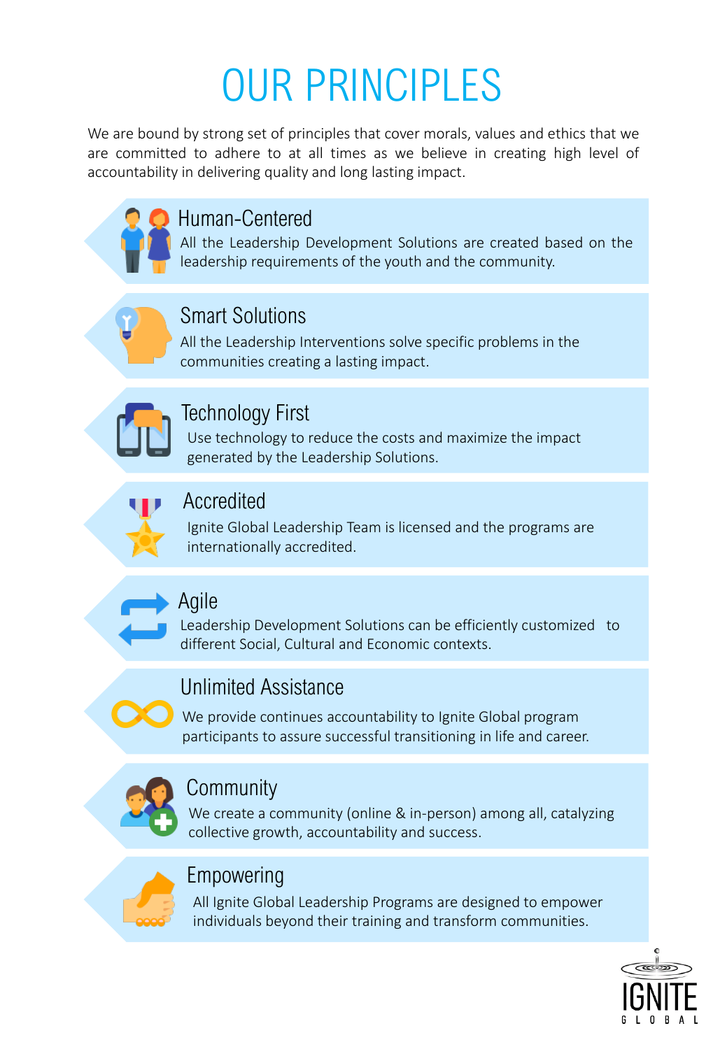# OUR PRINCIPLES

We are bound by strong set of principles that cover morals, values and ethics that we are committed to adhere to at all times as we believe in creating high level of accountability in delivering quality and long lasting impact.

## Human-Centered

All the Leadership Development Solutions are created based on the leadership requirements of the youth and the community.

## Smart Solutions

All the Leadership Interventions solve specific problems in the communities creating a lasting impact.

## Technology First

Use technology to reduce the costs and maximize the impact generated by the Leadership Solutions.

## Accredited

Ignite Global Leadership Team is licensed and the programs are internationally accredited.

## Agile

Leadership Development Solutions can be efficiently customized to different Social, Cultural and Economic contexts.

## Unlimited Assistance

We provide continues accountability to Ignite Global program participants to assure successful transitioning in life and career.

## Community

We create a community (online & in-person) among all, catalyzing collective growth, accountability and success.

## Empowering

All Ignite Global Leadership Programs are designed to empower individuals beyond their training and transform communities.

IGNITE GLOBAL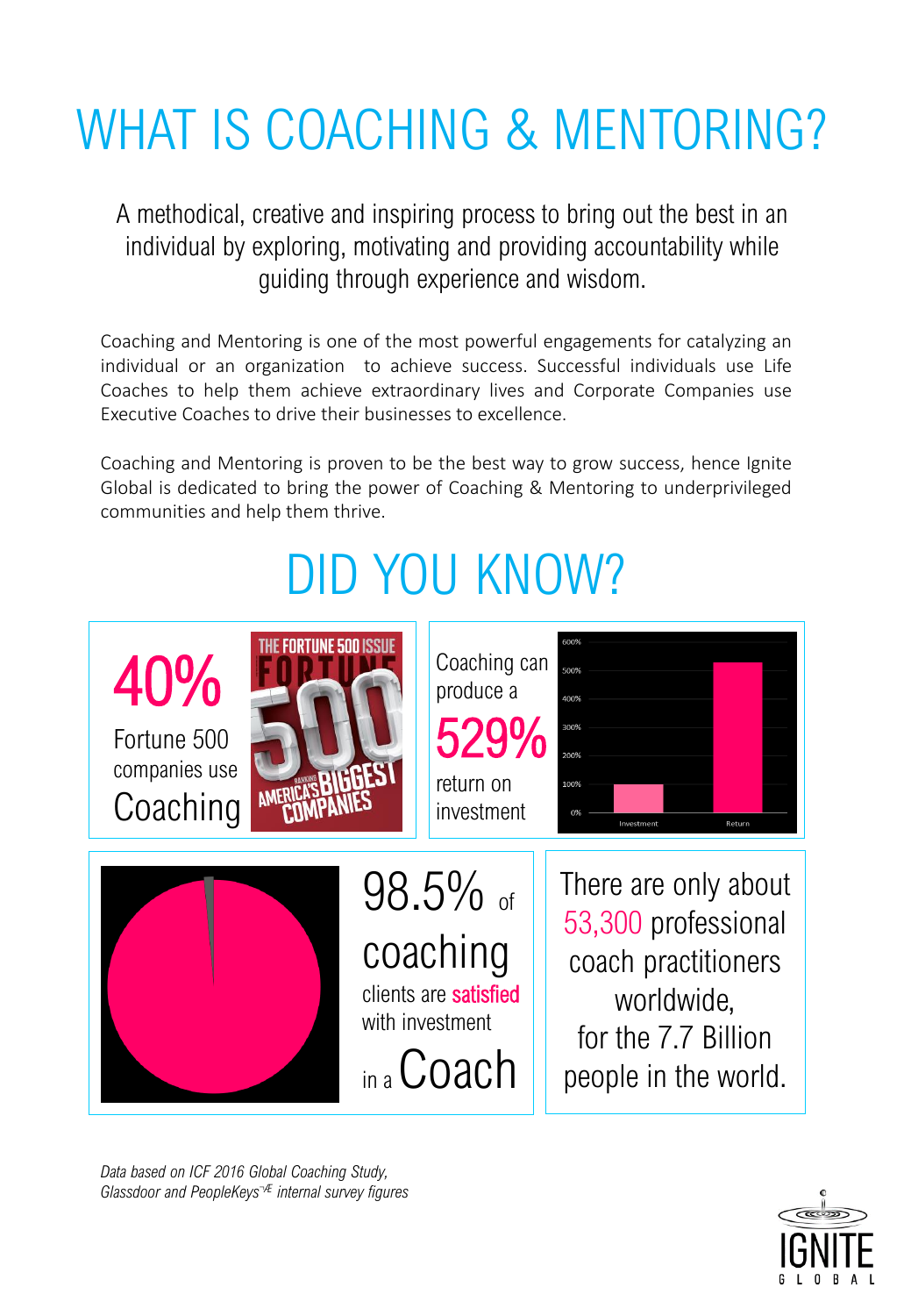# WHAT IS COACHING & MENTORING?

A methodical, creative and inspiring process to bring out the best in an individual by exploring, motivating and providing accountability while guiding through experience and wisdom.

Coaching and Mentoring is one of the most powerful engagements for catalyzing an individual or an organization to achieve success. Successful individuals use Life Coaches to help them achieve extraordinary lives and Corporate Companies use Executive Coaches to drive their businesses to excellence.

Coaching and Mentoring is proven to be the best way to grow success, hence Ignite Global is dedicated to bring the power of Coaching & Mentoring to underprivileged communities and help them thrive.

# DID YOU KNOW?

**40%** Fortune 500 companies use Coaching

Coaching can produce a **529%** return on investment

**98.5%** of coaching clients are **satisfied** with investment in a Coach

There are only about **53,300** professional coach practitioners worldwide, for the 7.7 Billion people in the world.

*Data based on ICF 2016 Global Coaching Study, Glassdoor and PeopleKeys™ internal survey figures*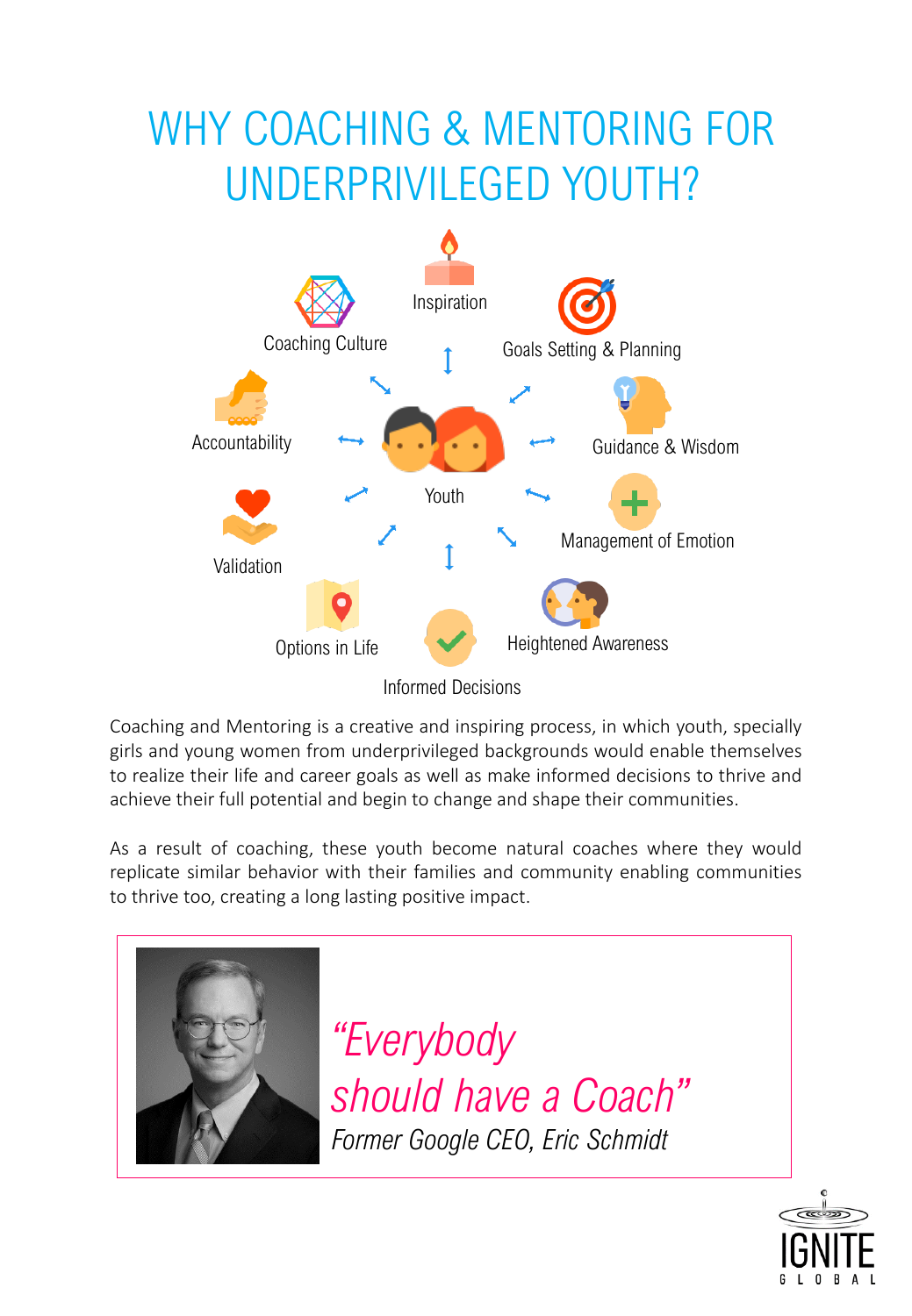# WHY COACHING & MENTORING FOR UNDERPRIVILEGED YOUTH?

Inspiration

Coaching Culture

Goals Setting & Planning

Accountability

Youth

Guidance & Wisdom

Validation

Management of Emotion

Options in Life

Heightened Awareness

Informed Decisions

Coaching and Mentoring is a creative and inspiring process, in which youth, specially girls and young women from underprivileged backgrounds would enable themselves to realize their life and career goals as well as make informed decisions to thrive and achieve their full potential and begin to change and shape their communities.

As a result of coaching, these youth become natural coaches where they would replicate similar behavior with their families and community enabling communities to thrive too, creating a long lasting positive impact.

*"Everybody should have a Coach"*

*Former Google CEO, Eric Schmidt*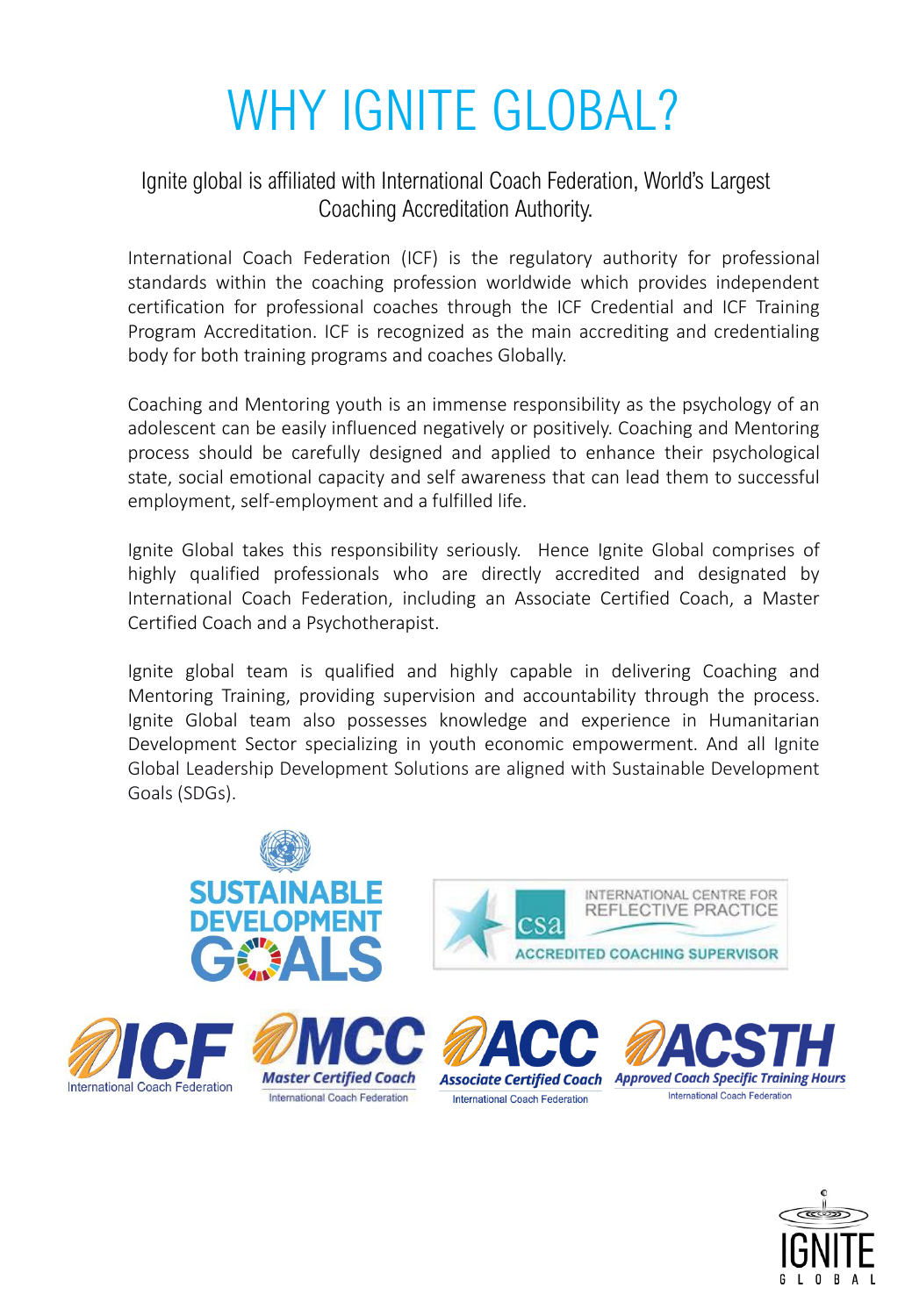# WHY IGNITE GLOBAL?

Ignite global is affiliated with International Coach Federation, World's Largest Coaching Accreditation Authority.

International Coach Federation (ICF) is the regulatory authority for professional standards within the coaching profession worldwide which provides independent certification for professional coaches through the ICF Credential and ICF Training Program Accreditation. ICF is recognized as the main accrediting and credentialing body for both training programs and coaches Globally.

Coaching and Mentoring youth is an immense responsibility as the psychology of an adolescent can be easily influenced negatively or positively. Coaching and Mentoring process should be carefully designed and applied to enhance their psychological state, social emotional capacity and self awareness that can lead them to successful employment, self-employment and a fulfilled life.

Ignite Global takes this responsibility seriously. Hence Ignite Global comprises of highly qualified professionals who are directly accredited and designated by International Coach Federation, including an Associate Certified Coach, a Master Certified Coach and a Psychotherapist.

Ignite global team is qualified and highly capable in delivering Coaching and Mentoring Training, providing supervision and accountability through the process. Ignite Global team also possesses knowledge and experience in Humanitarian Development Sector specializing in youth economic empowerment. And all Ignite Global Leadership Development Solutions are aligned with Sustainable Development Goals (SDGs).

SUSTAINABLE DEVELOPMENT GOALS

csa INTERNATIONAL CENTRE FOR REFLECTIVE PRACTICE — ACCREDITED COACHING SUPERVISOR

ICF International Coach Federation

MCC Master Certified Coach — International Coach Federation

ACC Associate Certified Coach — International Coach Federation

ACSTH Approved Coach Specific Training Hours — International Coach Federation

IGNITE GLOBAL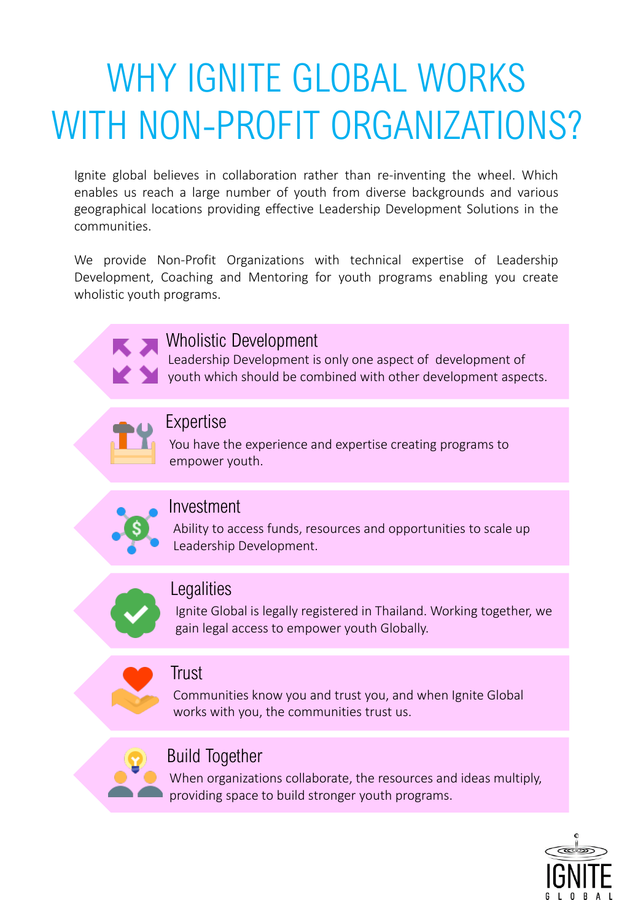# WHY IGNITE GLOBAL WORKS WITH NON-PROFIT ORGANIZATIONS?

Ignite global believes in collaboration rather than re-inventing the wheel. Which enables us reach a large number of youth from diverse backgrounds and various geographical locations providing effective Leadership Development Solutions in the communities.

We provide Non-Profit Organizations with technical expertise of Leadership Development, Coaching and Mentoring for youth programs enabling you create wholistic youth programs.

### Wholistic Development

Leadership Development is only one aspect of development of youth which should be combined with other development aspects.

### Expertise

You have the experience and expertise creating programs to empower youth.

### Investment

Ability to access funds, resources and opportunities to scale up Leadership Development.

### Legalities

Ignite Global is legally registered in Thailand. Working together, we gain legal access to empower youth Globally.

### Trust

Communities know you and trust you, and when Ignite Global works with you, the communities trust us.

### Build Together

When organizations collaborate, the resources and ideas multiply, providing space to build stronger youth programs.

IGNITE GLOBAL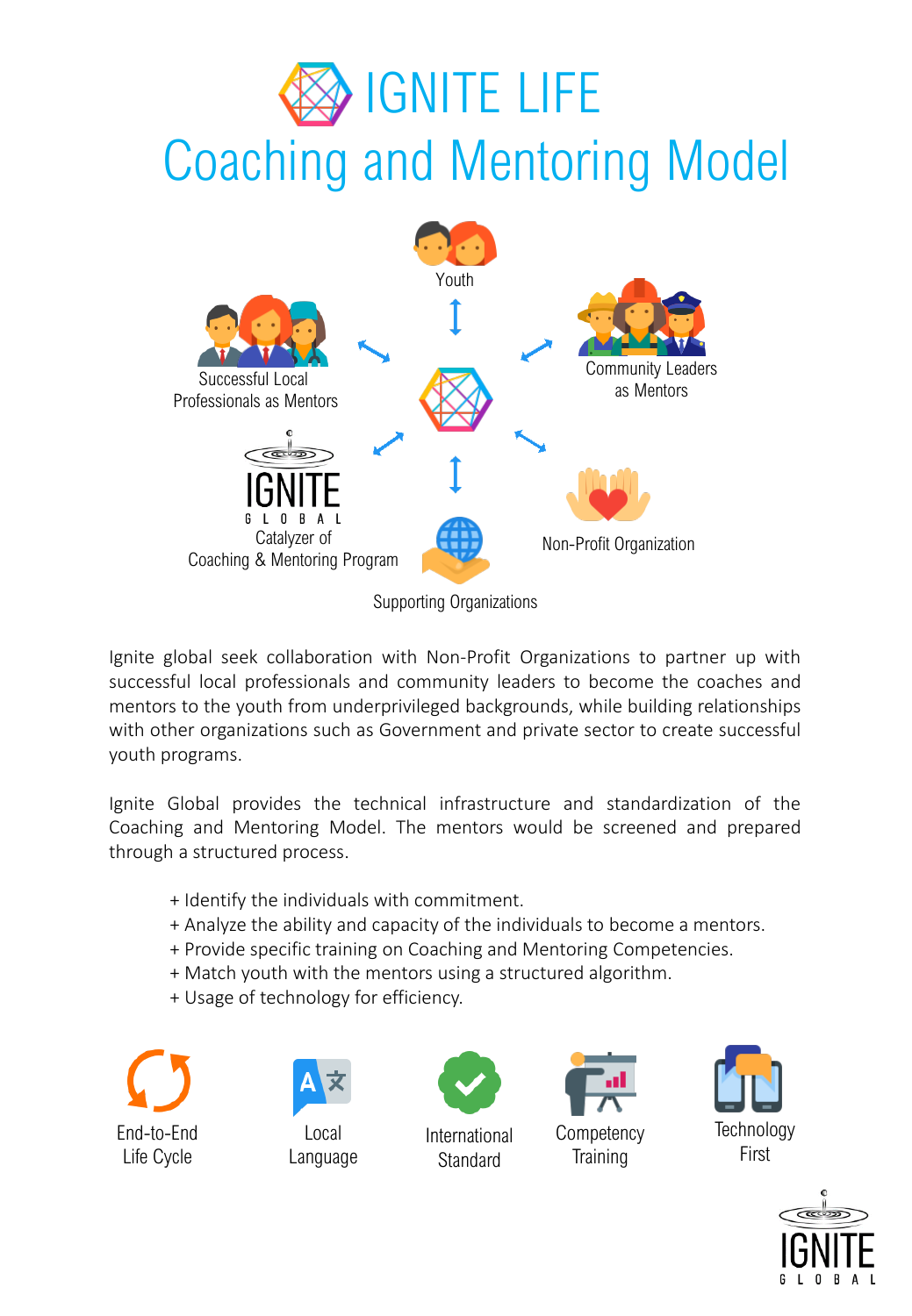# IGNITE LIFE

## Coaching and Mentoring Model

Youth

Successful Local Professionals as Mentors

Community Leaders as Mentors

IGNITE GLOBAL

Catalyzer of Coaching & Mentoring Program

Non-Profit Organization

Supporting Organizations

Ignite global seek collaboration with Non-Profit Organizations to partner up with successful local professionals and community leaders to become the coaches and mentors to the youth from underprivileged backgrounds, while building relationships with other organizations such as Government and private sector to create successful youth programs.

Ignite Global provides the technical infrastructure and standardization of the Coaching and Mentoring Model. The mentors would be screened and prepared through a structured process.

- + Identify the individuals with commitment.
- + Analyze the ability and capacity of the individuals to become a mentors.
- + Provide specific training on Coaching and Mentoring Competencies.
- + Match youth with the mentors using a structured algorithm.
- + Usage of technology for efficiency.

End-to-End Life Cycle

Local Language

International Standard

Competency Training

Technology First

IGNITE GLOBAL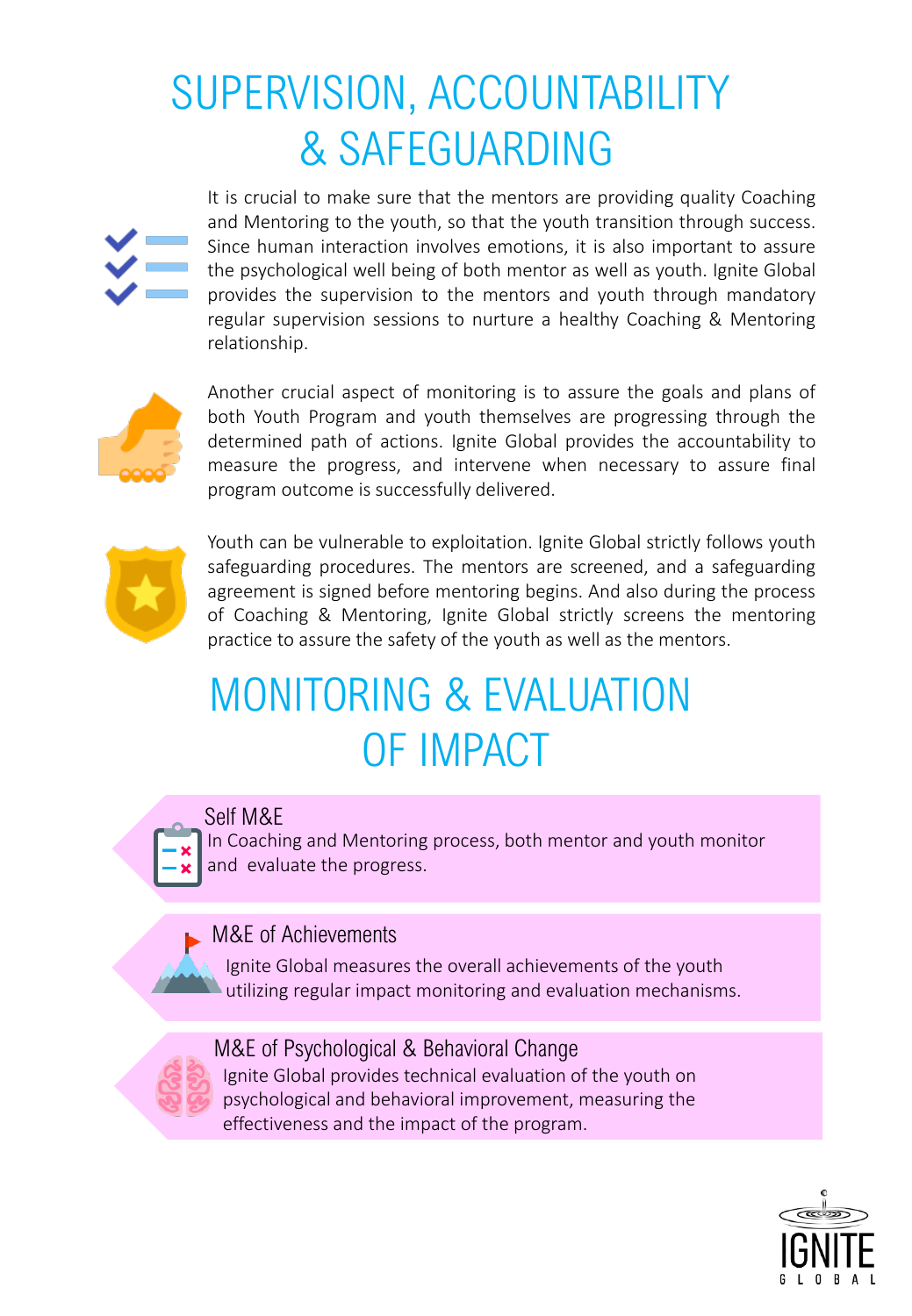# SUPERVISION, ACCOUNTABILITY & SAFEGUARDING

It is crucial to make sure that the mentors are providing quality Coaching and Mentoring to the youth, so that the youth transition through success. Since human interaction involves emotions, it is also important to assure the psychological well being of both mentor as well as youth. Ignite Global provides the supervision to the mentors and youth through mandatory regular supervision sessions to nurture a healthy Coaching & Mentoring relationship.

Another crucial aspect of monitoring is to assure the goals and plans of both Youth Program and youth themselves are progressing through the determined path of actions. Ignite Global provides the accountability to measure the progress, and intervene when necessary to assure final program outcome is successfully delivered.

Youth can be vulnerable to exploitation. Ignite Global strictly follows youth safeguarding procedures. The mentors are screened, and a safeguarding agreement is signed before mentoring begins. And also during the process of Coaching & Mentoring, Ignite Global strictly screens the mentoring practice to assure the safety of the youth as well as the mentors.

# MONITORING & EVALUATION OF IMPACT

### Self M&E

In Coaching and Mentoring process, both mentor and youth monitor and evaluate the progress.

### M&E of Achievements

Ignite Global measures the overall achievements of the youth utilizing regular impact monitoring and evaluation mechanisms.

### M&E of Psychological & Behavioral Change

Ignite Global provides technical evaluation of the youth on psychological and behavioral improvement, measuring the effectiveness and the impact of the program.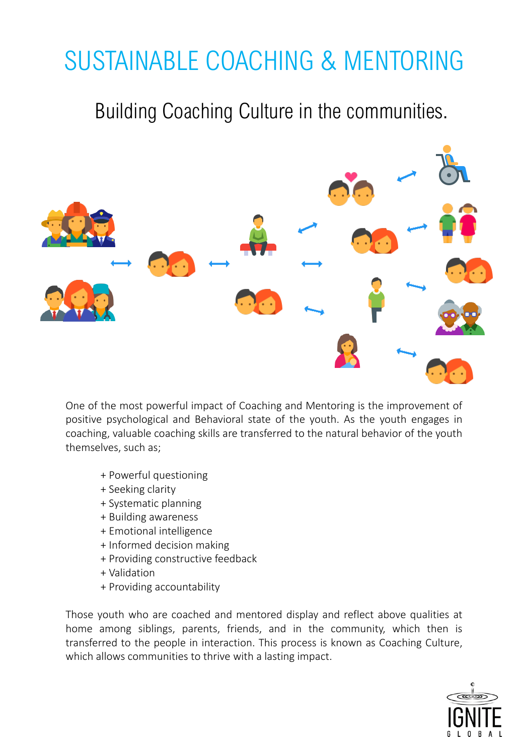# SUSTAINABLE COACHING & MENTORING

## Building Coaching Culture in the communities.

One of the most powerful impact of Coaching and Mentoring is the improvement of positive psychological and Behavioral state of the youth. As the youth engages in coaching, valuable coaching skills are transferred to the natural behavior of the youth themselves, such as;

+ Powerful questioning
+ Seeking clarity
+ Systematic planning
+ Building awareness
+ Emotional intelligence
+ Informed decision making
+ Providing constructive feedback
+ Validation
+ Providing accountability

Those youth who are coached and mentored display and reflect above qualities at home among siblings, parents, friends, and in the community, which then is transferred to the people in interaction. This process is known as Coaching Culture, which allows communities to thrive with a lasting impact.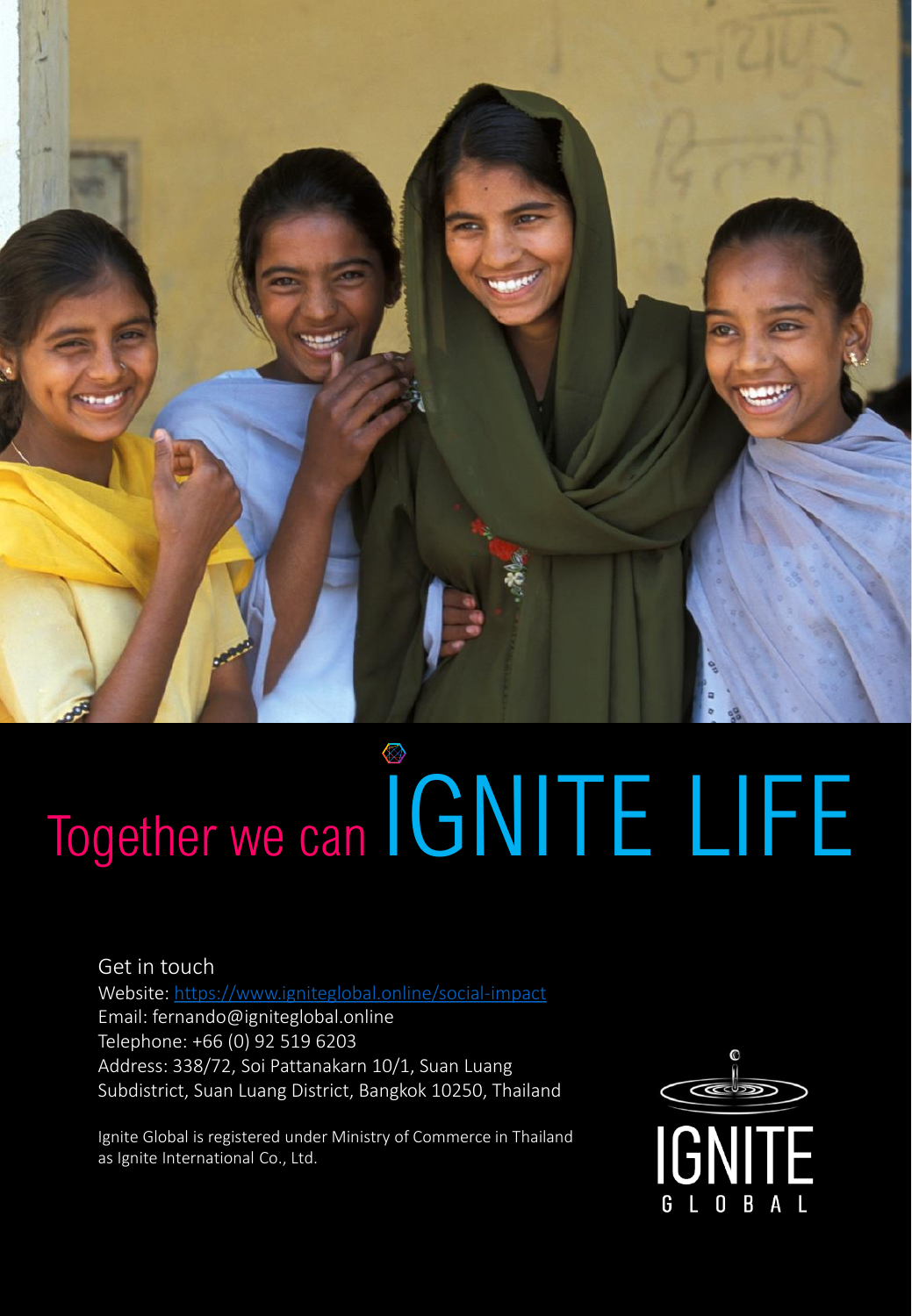# Together we can IGNITE LIFE

Get in touch

Website: https://www.igniteglobal.online/social-impact

Email: fernando@igniteglobal.online

Telephone: +66 (0) 92 519 6203

Address: 338/72, Soi Pattanakarn 10/1, Suan Luang Subdistrict, Suan Luang District, Bangkok 10250, Thailand

Ignite Global is registered under Ministry of Commerce in Thailand as Ignite International Co., Ltd.

IGNITE GLOBAL